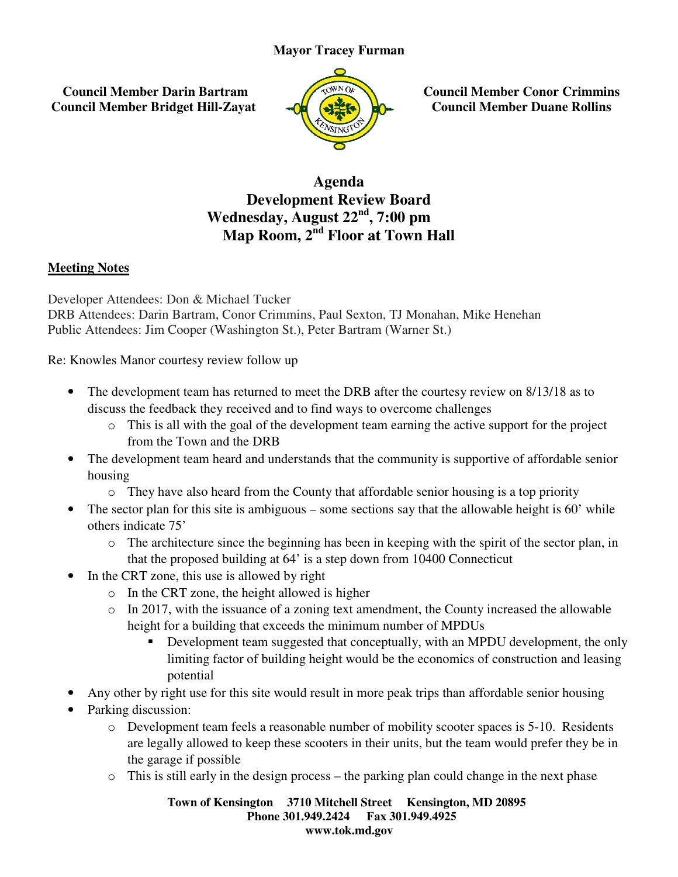**Mayor Tracey Furman**

**Council Member Darin Bartram**
**Council Member Bridget Hill-Zayat**

**Council Member Conor Crimmins**
**Council Member Duane Rollins**

# Agenda
## Development Review Board
## Wednesday, August 22nd, 7:00 pm
## Map Room, 2nd Floor at Town Hall

**Meeting Notes**

Developer Attendees: Don & Michael Tucker
DRB Attendees: Darin Bartram, Conor Crimmins, Paul Sexton, TJ Monahan, Mike Henehan
Public Attendees: Jim Cooper (Washington St.), Peter Bartram (Warner St.)

Re: Knowles Manor courtesy review follow up

- The development team has returned to meet the DRB after the courtesy review on 8/13/18 as to discuss the feedback they received and to find ways to overcome challenges
  - This is all with the goal of the development team earning the active support for the project from the Town and the DRB
- The development team heard and understands that the community is supportive of affordable senior housing
  - They have also heard from the County that affordable senior housing is a top priority
- The sector plan for this site is ambiguous – some sections say that the allowable height is 60' while others indicate 75'
  - The architecture since the beginning has been in keeping with the spirit of the sector plan, in that the proposed building at 64' is a step down from 10400 Connecticut
- In the CRT zone, this use is allowed by right
  - In the CRT zone, the height allowed is higher
  - In 2017, with the issuance of a zoning text amendment, the County increased the allowable height for a building that exceeds the minimum number of MPDUs
    - Development team suggested that conceptually, with an MPDU development, the only limiting factor of building height would be the economics of construction and leasing potential
- Any other by right use for this site would result in more peak trips than affordable senior housing
- Parking discussion:
  - Development team feels a reasonable number of mobility scooter spaces is 5-10. Residents are legally allowed to keep these scooters in their units, but the team would prefer they be in the garage if possible
  - This is still early in the design process – the parking plan could change in the next phase

**Town of Kensington 3710 Mitchell Street Kensington, MD 20895**
**Phone 301.949.2424 Fax 301.949.4925**
**www.tok.md.gov**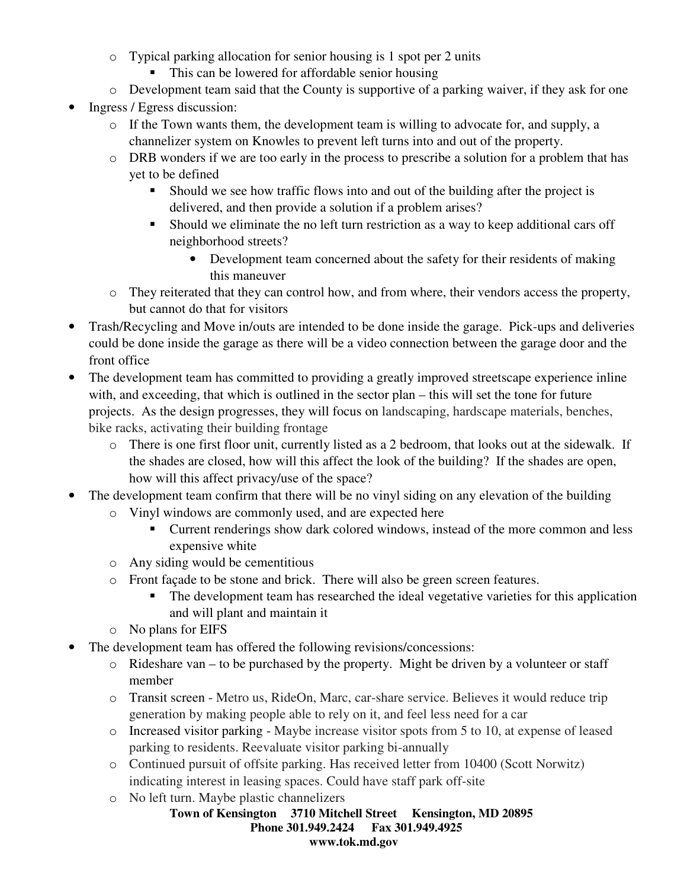- Typical parking allocation for senior housing is 1 spot per 2 units
  - This can be lowered for affordable senior housing
- Development team said that the County is supportive of a parking waiver, if they ask for one

- Ingress / Egress discussion:
  - If the Town wants them, the development team is willing to advocate for, and supply, a channelizer system on Knowles to prevent left turns into and out of the property.
  - DRB wonders if we are too early in the process to prescribe a solution for a problem that has yet to be defined
    - Should we see how traffic flows into and out of the building after the project is delivered, and then provide a solution if a problem arises?
    - Should we eliminate the no left turn restriction as a way to keep additional cars off neighborhood streets?
      - Development team concerned about the safety for their residents of making this maneuver
  - They reiterated that they can control how, and from where, their vendors access the property, but cannot do that for visitors
- Trash/Recycling and Move in/outs are intended to be done inside the garage. Pick-ups and deliveries could be done inside the garage as there will be a video connection between the garage door and the front office
- The development team has committed to providing a greatly improved streetscape experience inline with, and exceeding, that which is outlined in the sector plan – this will set the tone for future projects. As the design progresses, they will focus on landscaping, hardscape materials, benches, bike racks, activating their building frontage
  - There is one first floor unit, currently listed as a 2 bedroom, that looks out at the sidewalk. If the shades are closed, how will this affect the look of the building? If the shades are open, how will this affect privacy/use of the space?
- The development team confirm that there will be no vinyl siding on any elevation of the building
  - Vinyl windows are commonly used, and are expected here
    - Current renderings show dark colored windows, instead of the more common and less expensive white
  - Any siding would be cementitious
  - Front façade to be stone and brick. There will also be green screen features.
    - The development team has researched the ideal vegetative varieties for this application and will plant and maintain it
  - No plans for EIFS
- The development team has offered the following revisions/concessions:
  - Rideshare van – to be purchased by the property. Might be driven by a volunteer or staff member
  - Transit screen - Metro us, RideOn, Marc, car-share service. Believes it would reduce trip generation by making people able to rely on it, and feel less need for a car
  - Increased visitor parking - Maybe increase visitor spots from 5 to 10, at expense of leased parking to residents. Reevaluate visitor parking bi-annually
  - Continued pursuit of offsite parking. Has received letter from 10400 (Scott Norwitz) indicating interest in leasing spaces. Could have staff park off-site
  - No left turn. Maybe plastic channelizers

**Town of Kensington 3710 Mitchell Street Kensington, MD 20895**
**Phone 301.949.2424 Fax 301.949.4925**
**www.tok.md.gov**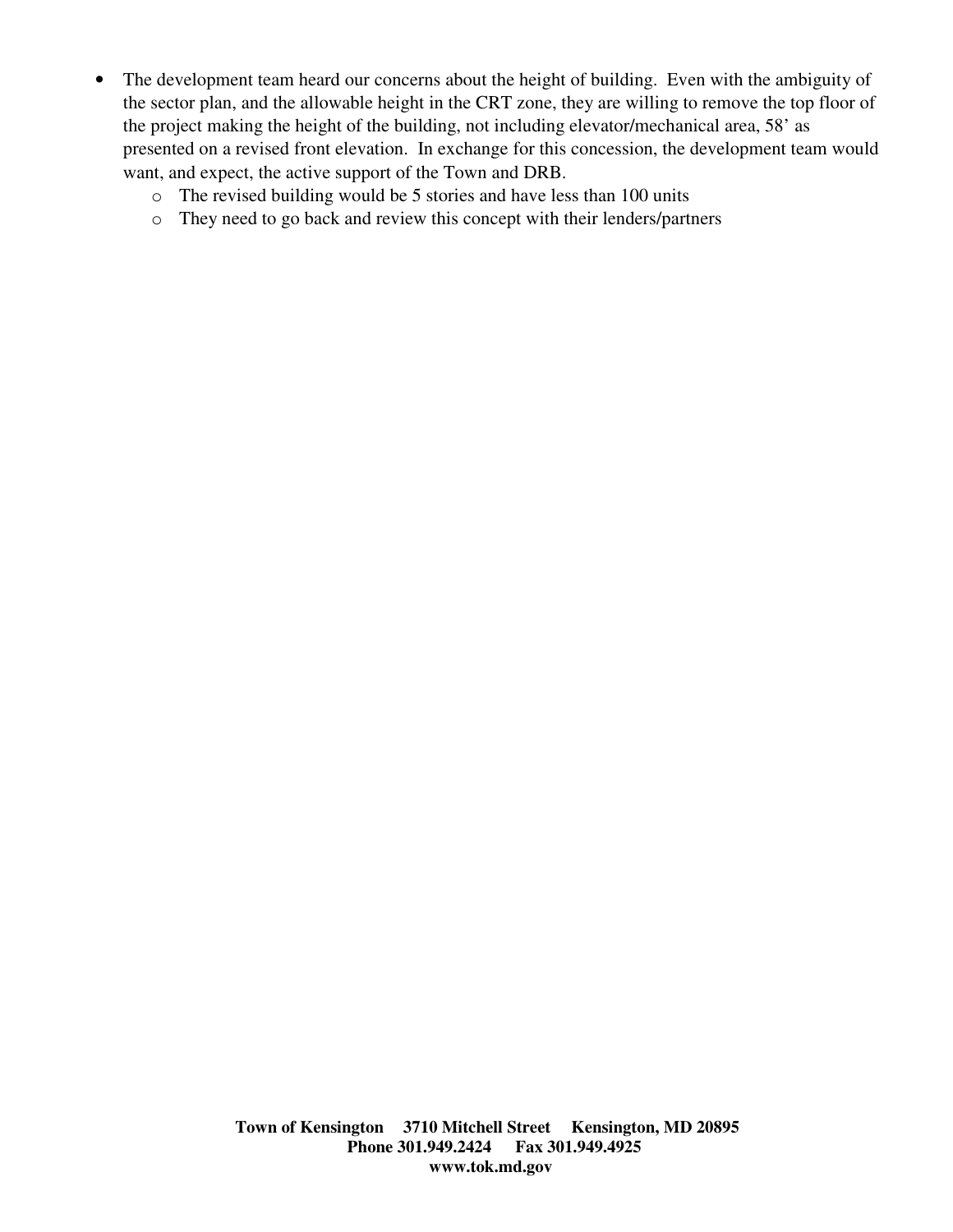- The development team heard our concerns about the height of building. Even with the ambiguity of the sector plan, and the allowable height in the CRT zone, they are willing to remove the top floor of the project making the height of the building, not including elevator/mechanical area, 58' as presented on a revised front elevation. In exchange for this concession, the development team would want, and expect, the active support of the Town and DRB.
  - The revised building would be 5 stories and have less than 100 units
  - They need to go back and review this concept with their lenders/partners